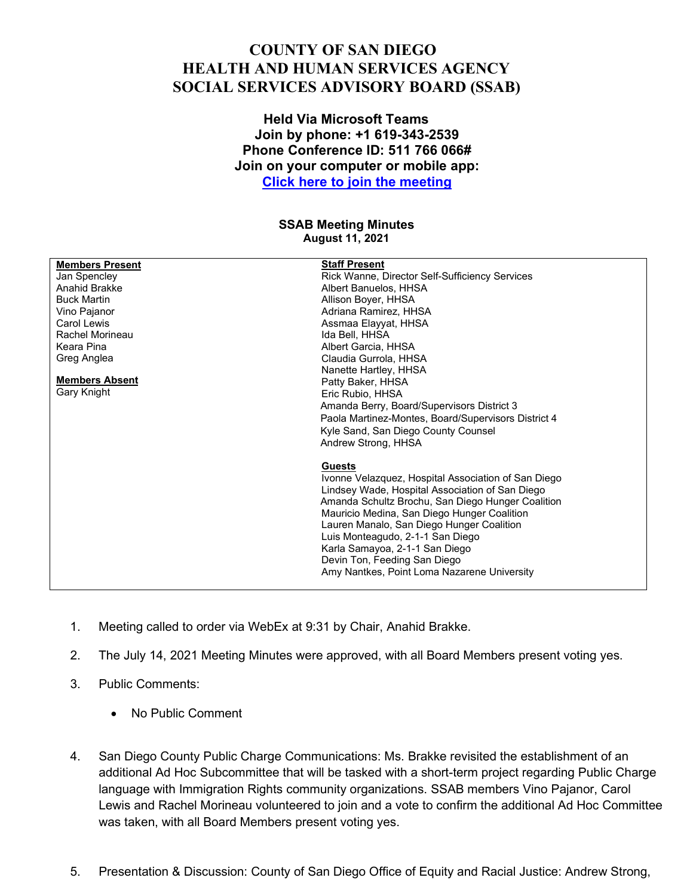# COUNTY OF SAN DIEGO
# HEALTH AND HUMAN SERVICES AGENCY
# SOCIAL SERVICES ADVISORY BOARD (SSAB)

**Held Via Microsoft Teams**
**Join by phone: +1 619-343-2539**
**Phone Conference ID: 511 766 066#**
**Join on your computer or mobile app:**
**[Click here to join the meeting]()**

**SSAB Meeting Minutes**
**August 11, 2021**

| **Members Present** | **Staff Present** |
|---|---|
| Jan Spencley | Rick Wanne, Director Self-Sufficiency Services |
| Anahid Brakke | Albert Banuelos, HHSA |
| Buck Martin | Allison Boyer, HHSA |
| Vino Pajanor | Adriana Ramirez, HHSA |
| Carol Lewis | Assmaa Elayyat, HHSA |
| Rachel Morineau | Ida Bell, HHSA |
| Keara Pina | Albert Garcia, HHSA |
| Greg Anglea | Claudia Gurrola, HHSA |
| | Nanette Hartley, HHSA |
| **Members Absent** | Patty Baker, HHSA |
| Gary Knight | Eric Rubio, HHSA |
| | Amanda Berry, Board/Supervisors District 3 |
| | Paola Martinez-Montes, Board/Supervisors District 4 |
| | Kyle Sand, San Diego County Counsel |
| | Andrew Strong, HHSA |
| | |
| | **Guests** |
| | Ivonne Velazquez, Hospital Association of San Diego |
| | Lindsey Wade, Hospital Association of San Diego |
| | Amanda Schultz Brochu, San Diego Hunger Coalition |
| | Mauricio Medina, San Diego Hunger Coalition |
| | Lauren Manalo, San Diego Hunger Coalition |
| | Luis Monteagudo, 2-1-1 San Diego |
| | Karla Samayoa, 2-1-1 San Diego |
| | Devin Ton, Feeding San Diego |
| | Amy Nantkes, Point Loma Nazarene University |

1. Meeting called to order via WebEx at 9:31 by Chair, Anahid Brakke.

2. The July 14, 2021 Meeting Minutes were approved, with all Board Members present voting yes.

3. Public Comments:

   - No Public Comment

4. San Diego County Public Charge Communications: Ms. Brakke revisited the establishment of an additional Ad Hoc Subcommittee that will be tasked with a short-term project regarding Public Charge language with Immigration Rights community organizations. SSAB members Vino Pajanor, Carol Lewis and Rachel Morineau volunteered to join and a vote to confirm the additional Ad Hoc Committee was taken, with all Board Members present voting yes.

5. Presentation & Discussion: County of San Diego Office of Equity and Racial Justice: Andrew Strong,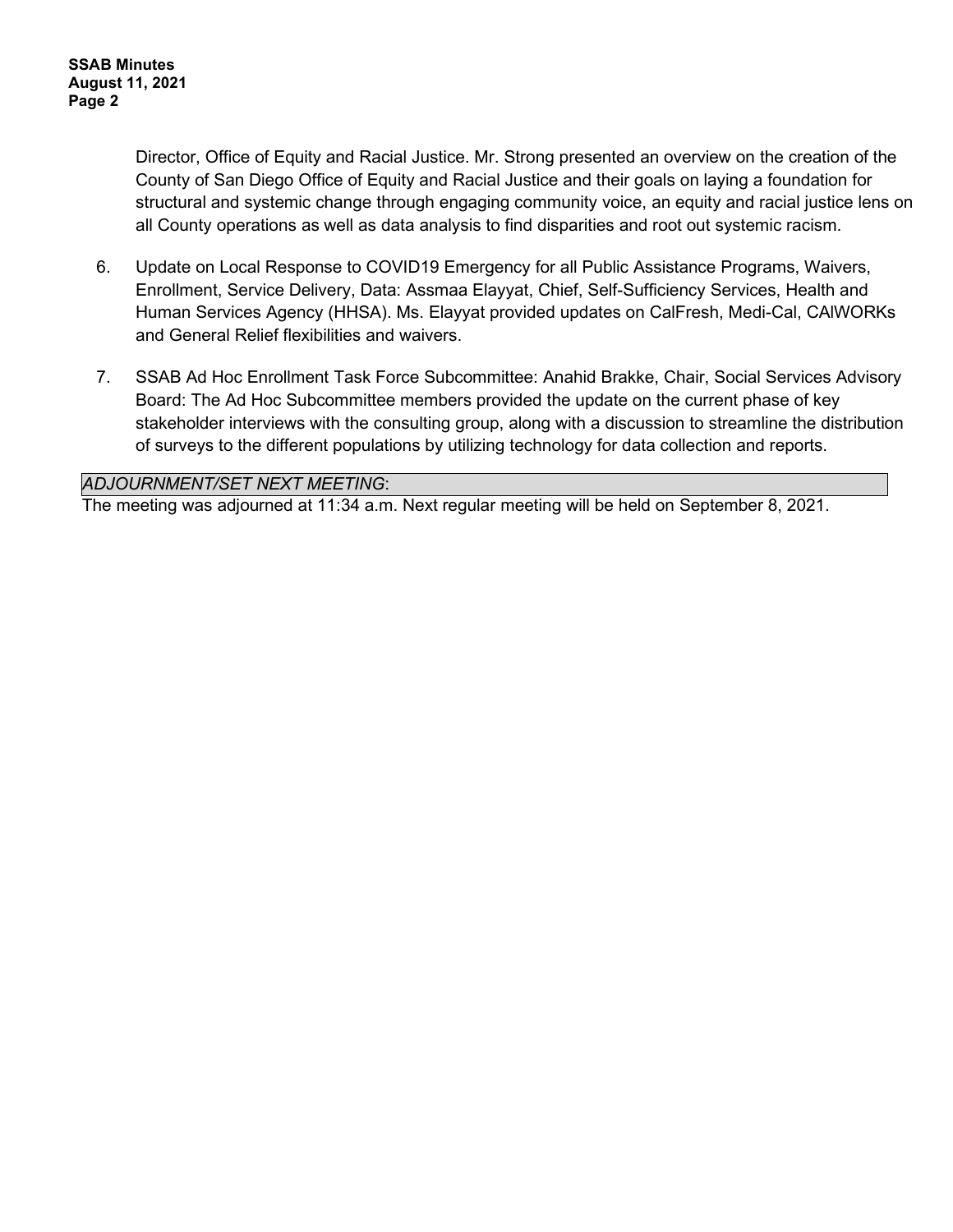Director, Office of Equity and Racial Justice. Mr. Strong presented an overview on the creation of the County of San Diego Office of Equity and Racial Justice and their goals on laying a foundation for structural and systemic change through engaging community voice, an equity and racial justice lens on all County operations as well as data analysis to find disparities and root out systemic racism.

6. Update on Local Response to COVID19 Emergency for all Public Assistance Programs, Waivers, Enrollment, Service Delivery, Data: Assmaa Elayyat, Chief, Self-Sufficiency Services, Health and Human Services Agency (HHSA). Ms. Elayyat provided updates on CalFresh, Medi-Cal, CAlWORKs and General Relief flexibilities and waivers.

7. SSAB Ad Hoc Enrollment Task Force Subcommittee: Anahid Brakke, Chair, Social Services Advisory Board: The Ad Hoc Subcommittee members provided the update on the current phase of key stakeholder interviews with the consulting group, along with a discussion to streamline the distribution of surveys to the different populations by utilizing technology for data collection and reports.

*ADJOURNMENT/SET NEXT MEETING*:

The meeting was adjourned at 11:34 a.m. Next regular meeting will be held on September 8, 2021.